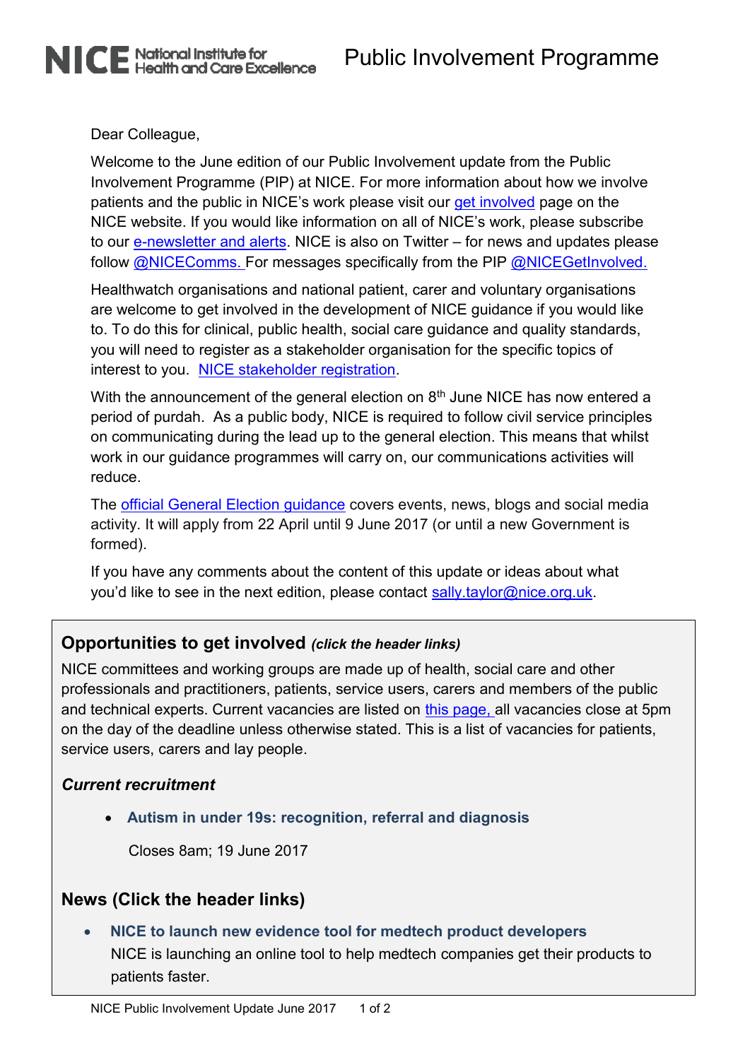# Public Involvement Programme

Dear Colleague,

Welcome to the June edition of our Public Involvement update from the Public Involvement Programme (PIP) at NICE. For more information about how we involve patients and the public in NICE's work please visit our get involved page on the NICE website. If you would like information on all of NICE's work, please subscribe to our e-newsletter and alerts. NICE is also on Twitter – for news and updates please follow @NICEComms. For messages specifically from the PIP @NICEGetInvolved.

Healthwatch organisations and national patient, carer and voluntary organisations are welcome to get involved in the development of NICE guidance if you would like to. To do this for clinical, public health, social care guidance and quality standards, you will need to register as a stakeholder organisation for the specific topics of interest to you. NICE stakeholder registration.

With the announcement of the general election on 8th June NICE has now entered a period of purdah. As a public body, NICE is required to follow civil service principles on communicating during the lead up to the general election. This means that whilst work in our guidance programmes will carry on, our communications activities will reduce.

The official General Election guidance covers events, news, blogs and social media activity. It will apply from 22 April until 9 June 2017 (or until a new Government is formed).

If you have any comments about the content of this update or ideas about what you'd like to see in the next edition, please contact sally.taylor@nice.org.uk.

## Opportunities to get involved *(click the header links)*

NICE committees and working groups are made up of health, social care and other professionals and practitioners, patients, service users, carers and members of the public and technical experts. Current vacancies are listed on this page, all vacancies close at 5pm on the day of the deadline unless otherwise stated. This is a list of vacancies for patients, service users, carers and lay people.

### *Current recruitment*

- **Autism in under 19s: recognition, referral and diagnosis**

  Closes 8am; 19 June 2017

## News (Click the header links)

- **NICE to launch new evidence tool for medtech product developers**
  NICE is launching an online tool to help medtech companies get their products to patients faster.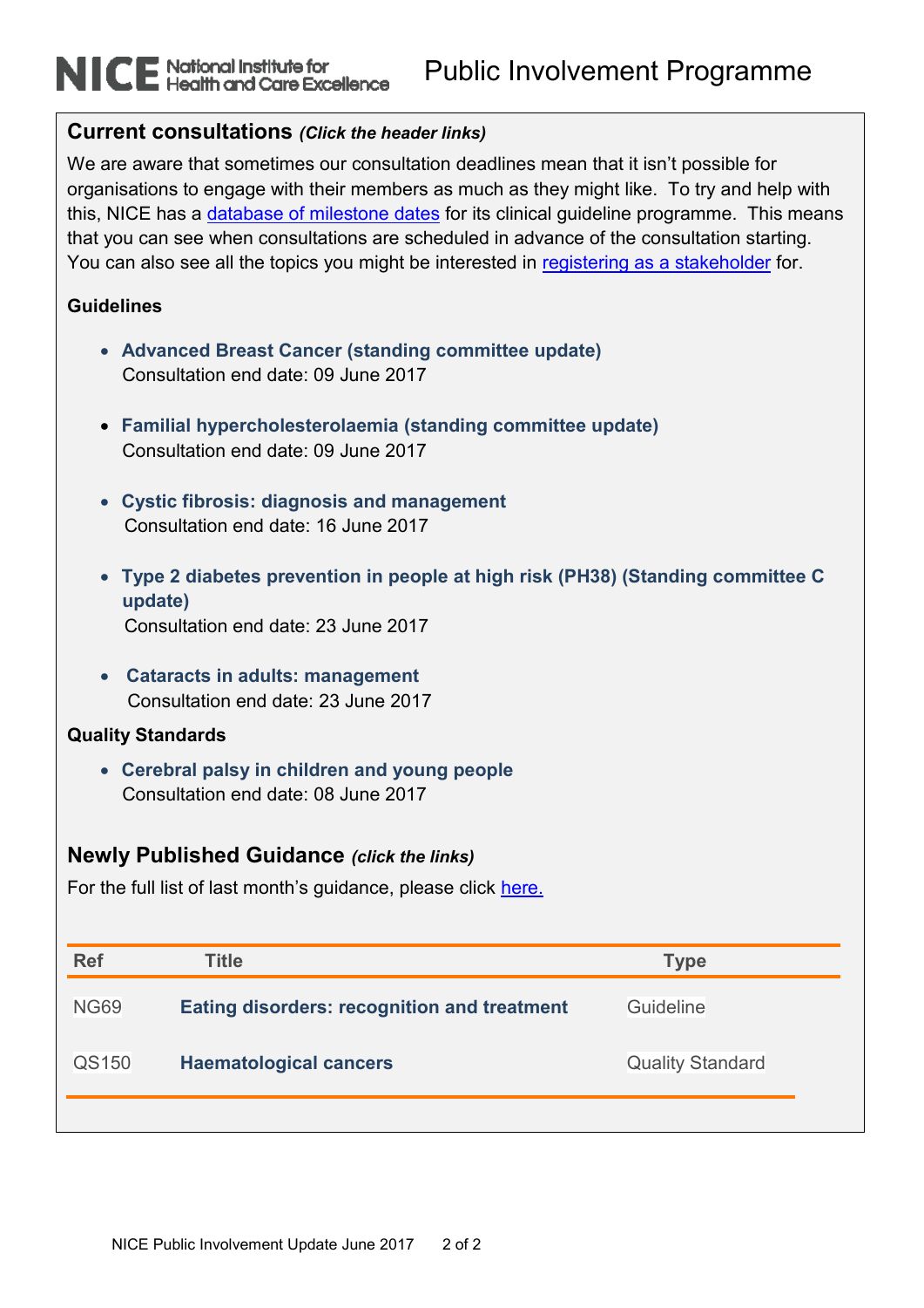# Public Involvement Programme

## Current consultations *(Click the header links)*

We are aware that sometimes our consultation deadlines mean that it isn't possible for organisations to engage with their members as much as they might like. To try and help with this, NICE has a database of milestone dates for its clinical guideline programme. This means that you can see when consultations are scheduled in advance of the consultation starting. You can also see all the topics you might be interested in registering as a stakeholder for.

### Guidelines

- **Advanced Breast Cancer (standing committee update)**
  Consultation end date: 09 June 2017
- **Familial hypercholesterolaemia (standing committee update)**
  Consultation end date: 09 June 2017
- **Cystic fibrosis: diagnosis and management**
  Consultation end date: 16 June 2017
- **Type 2 diabetes prevention in people at high risk (PH38) (Standing committee C update)**
  Consultation end date: 23 June 2017
- **Cataracts in adults: management**
  Consultation end date: 23 June 2017

### Quality Standards

- **Cerebral palsy in children and young people**
  Consultation end date: 08 June 2017

## Newly Published Guidance *(click the links)*

For the full list of last month's guidance, please click here.

| Ref | Title | Type |
|---|---|---|
| NG69 | **Eating disorders: recognition and treatment** | Guideline |
| QS150 | **Haematological cancers** | Quality Standard |